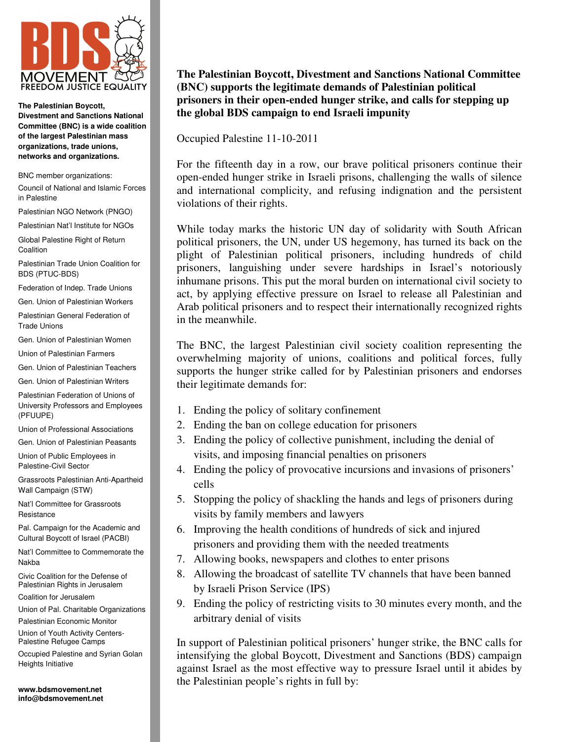BDS MOVEMENT
FREEDOM JUSTICE EQUALITY

**The Palestinian Boycott, Divestment and Sanctions National Committee (BNC) is a wide coalition of the largest Palestinian mass organizations, trade unions, networks and organizations.**

BNC member organizations:

- Council of National and Islamic Forces in Palestine
- Palestinian NGO Network (PNGO)
- Palestinian Nat'l Institute for NGOs
- Global Palestine Right of Return Coalition
- Palestinian Trade Union Coalition for BDS (PTUC-BDS)
- Federation of Indep. Trade Unions
- Gen. Union of Palestinian Workers
- Palestinian General Federation of Trade Unions
- Gen. Union of Palestinian Women
- Union of Palestinian Farmers
- Gen. Union of Palestinian Teachers
- Gen. Union of Palestinian Writers
- Palestinian Federation of Unions of University Professors and Employees (PFUUPE)
- Union of Professional Associations
- Gen. Union of Palestinian Peasants
- Union of Public Employees in Palestine-Civil Sector
- Grassroots Palestinian Anti-Apartheid Wall Campaign (STW)
- Nat'l Committee for Grassroots Resistance
- Pal. Campaign for the Academic and Cultural Boycott of Israel (PACBI)
- Nat'l Committee to Commemorate the Nakba
- Civic Coalition for the Defense of Palestinian Rights in Jerusalem
- Coalition for Jerusalem
- Union of Pal. Charitable Organizations
- Palestinian Economic Monitor
- Union of Youth Activity Centers-Palestine Refugee Camps
- Occupied Palestine and Syrian Golan Heights Initiative

**www.bdsmovement.net**
**info@bdsmovement.net**

**The Palestinian Boycott, Divestment and Sanctions National Committee (BNC) supports the legitimate demands of Palestinian political prisoners in their open-ended hunger strike, and calls for stepping up the global BDS campaign to end Israeli impunity**

Occupied Palestine 11-10-2011

For the fifteenth day in a row, our brave political prisoners continue their open-ended hunger strike in Israeli prisons, challenging the walls of silence and international complicity, and refusing indignation and the persistent violations of their rights.

While today marks the historic UN day of solidarity with South African political prisoners, the UN, under US hegemony, has turned its back on the plight of Palestinian political prisoners, including hundreds of child prisoners, languishing under severe hardships in Israel's notoriously inhumane prisons. This put the moral burden on international civil society to act, by applying effective pressure on Israel to release all Palestinian and Arab political prisoners and to respect their internationally recognized rights in the meanwhile.

The BNC, the largest Palestinian civil society coalition representing the overwhelming majority of unions, coalitions and political forces, fully supports the hunger strike called for by Palestinian prisoners and endorses their legitimate demands for:

1. Ending the policy of solitary confinement
2. Ending the ban on college education for prisoners
3. Ending the policy of collective punishment, including the denial of visits, and imposing financial penalties on prisoners
4. Ending the policy of provocative incursions and invasions of prisoners' cells
5. Stopping the policy of shackling the hands and legs of prisoners during visits by family members and lawyers
6. Improving the health conditions of hundreds of sick and injured prisoners and providing them with the needed treatments
7. Allowing books, newspapers and clothes to enter prisons
8. Allowing the broadcast of satellite TV channels that have been banned by Israeli Prison Service (IPS)
9. Ending the policy of restricting visits to 30 minutes every month, and the arbitrary denial of visits

In support of Palestinian political prisoners' hunger strike, the BNC calls for intensifying the global Boycott, Divestment and Sanctions (BDS) campaign against Israel as the most effective way to pressure Israel until it abides by the Palestinian people's rights in full by: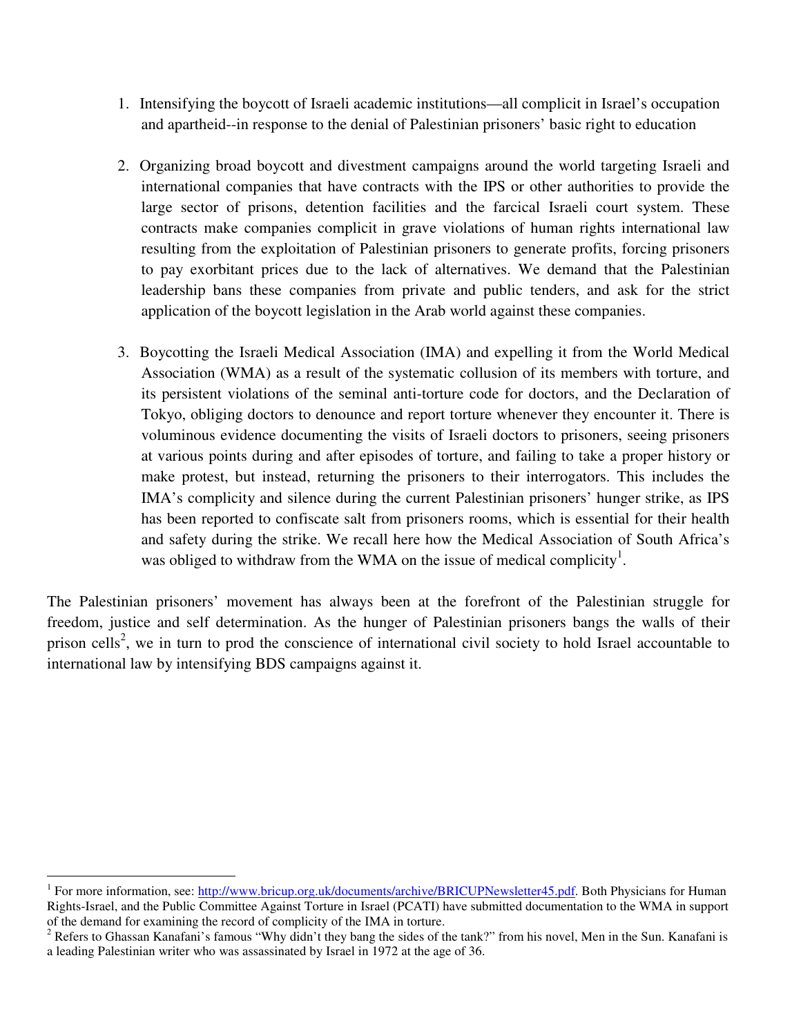1. Intensifying the boycott of Israeli academic institutions—all complicit in Israel's occupation and apartheid--in response to the denial of Palestinian prisoners' basic right to education

2. Organizing broad boycott and divestment campaigns around the world targeting Israeli and international companies that have contracts with the IPS or other authorities to provide the large sector of prisons, detention facilities and the farcical Israeli court system. These contracts make companies complicit in grave violations of human rights international law resulting from the exploitation of Palestinian prisoners to generate profits, forcing prisoners to pay exorbitant prices due to the lack of alternatives. We demand that the Palestinian leadership bans these companies from private and public tenders, and ask for the strict application of the boycott legislation in the Arab world against these companies.

3. Boycotting the Israeli Medical Association (IMA) and expelling it from the World Medical Association (WMA) as a result of the systematic collusion of its members with torture, and its persistent violations of the seminal anti-torture code for doctors, and the Declaration of Tokyo, obliging doctors to denounce and report torture whenever they encounter it. There is voluminous evidence documenting the visits of Israeli doctors to prisoners, seeing prisoners at various points during and after episodes of torture, and failing to take a proper history or make protest, but instead, returning the prisoners to their interrogators. This includes the IMA's complicity and silence during the current Palestinian prisoners' hunger strike, as IPS has been reported to confiscate salt from prisoners rooms, which is essential for their health and safety during the strike. We recall here how the Medical Association of South Africa's was obliged to withdraw from the WMA on the issue of medical complicity[1].

The Palestinian prisoners' movement has always been at the forefront of the Palestinian struggle for freedom, justice and self determination. As the hunger of Palestinian prisoners bangs the walls of their prison cells[2], we in turn to prod the conscience of international civil society to hold Israel accountable to international law by intensifying BDS campaigns against it.

---

[1] For more information, see: http://www.bricup.org.uk/documents/archive/BRICUPNewsletter45.pdf. Both Physicians for Human Rights-Israel, and the Public Committee Against Torture in Israel (PCATI) have submitted documentation to the WMA in support of the demand for examining the record of complicity of the IMA in torture.

[2] Refers to Ghassan Kanafani's famous "Why didn't they bang the sides of the tank?" from his novel, Men in the Sun. Kanafani is a leading Palestinian writer who was assassinated by Israel in 1972 at the age of 36.